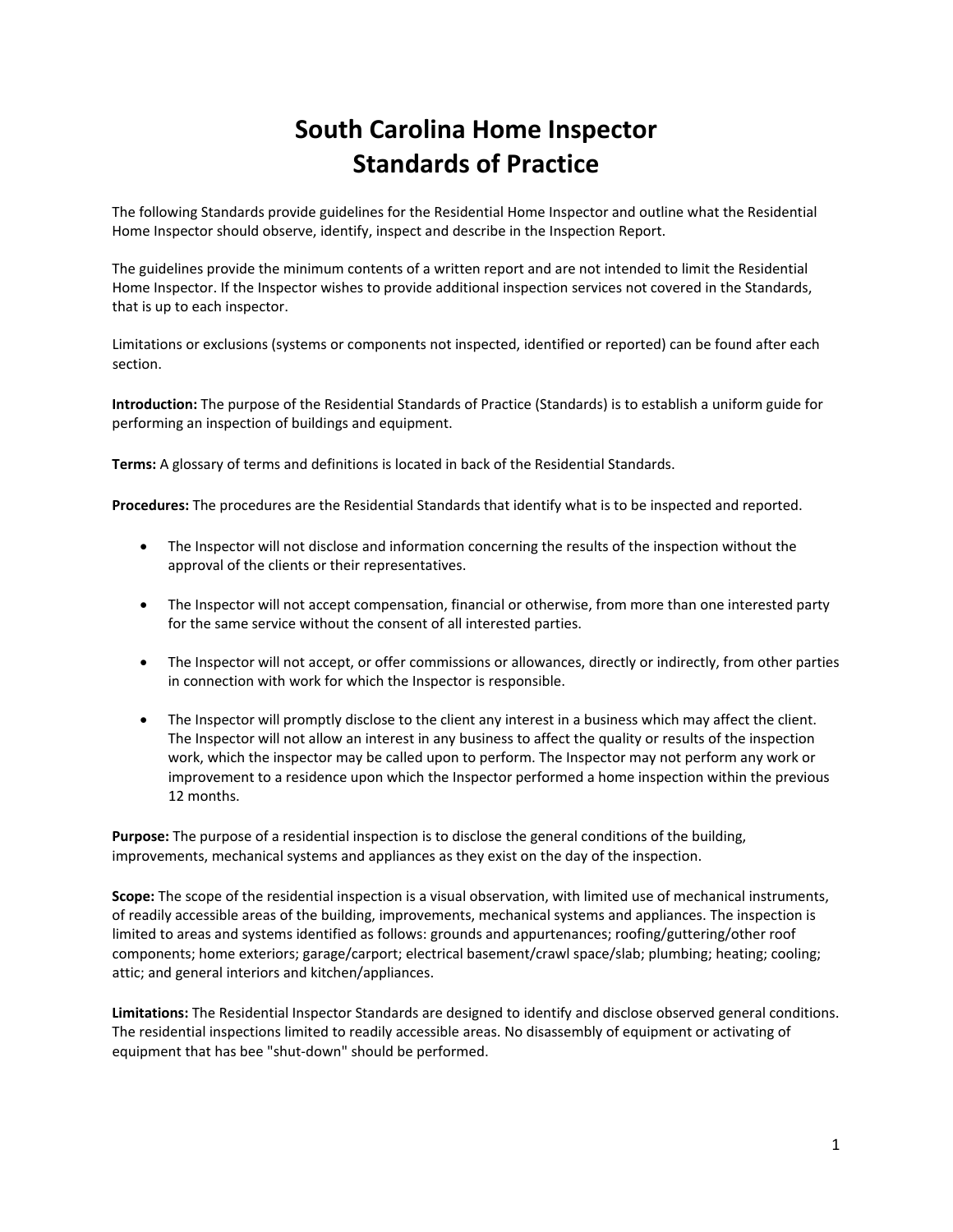# South Carolina Home Inspector Standards of Practice

The following Standards provide guidelines for the Residential Home Inspector and outline what the Residential Home Inspector should observe, identify, inspect and describe in the Inspection Report.

The guidelines provide the minimum contents of a written report and are not intended to limit the Residential Home Inspector. If the Inspector wishes to provide additional inspection services not covered in the Standards, that is up to each inspector.

Limitations or exclusions (systems or components not inspected, identified or reported) can be found after each section.

**Introduction:** The purpose of the Residential Standards of Practice (Standards) is to establish a uniform guide for performing an inspection of buildings and equipment.

**Terms:** A glossary of terms and definitions is located in back of the Residential Standards.

**Procedures:** The procedures are the Residential Standards that identify what is to be inspected and reported.

- The Inspector will not disclose and information concerning the results of the inspection without the approval of the clients or their representatives.
- The Inspector will not accept compensation, financial or otherwise, from more than one interested party for the same service without the consent of all interested parties.
- The Inspector will not accept, or offer commissions or allowances, directly or indirectly, from other parties in connection with work for which the Inspector is responsible.
- The Inspector will promptly disclose to the client any interest in a business which may affect the client. The Inspector will not allow an interest in any business to affect the quality or results of the inspection work, which the inspector may be called upon to perform. The Inspector may not perform any work or improvement to a residence upon which the Inspector performed a home inspection within the previous 12 months.

**Purpose:** The purpose of a residential inspection is to disclose the general conditions of the building, improvements, mechanical systems and appliances as they exist on the day of the inspection.

**Scope:** The scope of the residential inspection is a visual observation, with limited use of mechanical instruments, of readily accessible areas of the building, improvements, mechanical systems and appliances. The inspection is limited to areas and systems identified as follows: grounds and appurtenances; roofing/guttering/other roof components; home exteriors; garage/carport; electrical basement/crawl space/slab; plumbing; heating; cooling; attic; and general interiors and kitchen/appliances.

**Limitations:** The Residential Inspector Standards are designed to identify and disclose observed general conditions. The residential inspections limited to readily accessible areas. No disassembly of equipment or activating of equipment that has bee "shut-down" should be performed.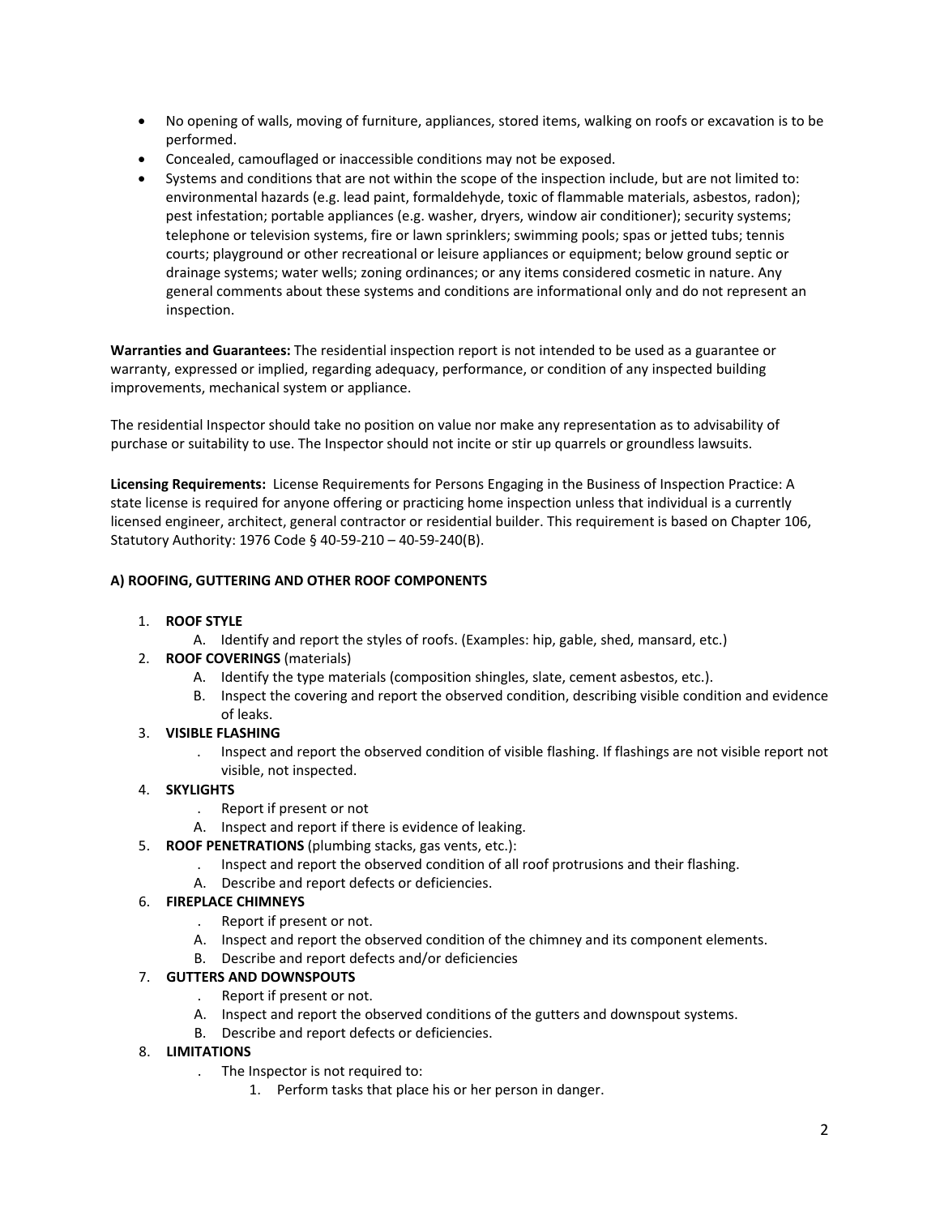- No opening of walls, moving of furniture, appliances, stored items, walking on roofs or excavation is to be performed.
- Concealed, camouflaged or inaccessible conditions may not be exposed.
- Systems and conditions that are not within the scope of the inspection include, but are not limited to: environmental hazards (e.g. lead paint, formaldehyde, toxic of flammable materials, asbestos, radon); pest infestation; portable appliances (e.g. washer, dryers, window air conditioner); security systems; telephone or television systems, fire or lawn sprinklers; swimming pools; spas or jetted tubs; tennis courts; playground or other recreational or leisure appliances or equipment; below ground septic or drainage systems; water wells; zoning ordinances; or any items considered cosmetic in nature. Any general comments about these systems and conditions are informational only and do not represent an inspection.

**Warranties and Guarantees:** The residential inspection report is not intended to be used as a guarantee or warranty, expressed or implied, regarding adequacy, performance, or condition of any inspected building improvements, mechanical system or appliance.

The residential Inspector should take no position on value nor make any representation as to advisability of purchase or suitability to use. The Inspector should not incite or stir up quarrels or groundless lawsuits.

**Licensing Requirements:** License Requirements for Persons Engaging in the Business of Inspection Practice: A state license is required for anyone offering or practicing home inspection unless that individual is a currently licensed engineer, architect, general contractor or residential builder. This requirement is based on Chapter 106, Statutory Authority: 1976 Code § 40-59-210 – 40-59-240(B).

**A) ROOFING, GUTTERING AND OTHER ROOF COMPONENTS**

1. **ROOF STYLE**
   A. Identify and report the styles of roofs. (Examples: hip, gable, shed, mansard, etc.)
2. **ROOF COVERINGS** (materials)
   A. Identify the type materials (composition shingles, slate, cement asbestos, etc.).
   B. Inspect the covering and report the observed condition, describing visible condition and evidence of leaks.
3. **VISIBLE FLASHING**
   . Inspect and report the observed condition of visible flashing. If flashings are not visible report not visible, not inspected.
4. **SKYLIGHTS**
   . Report if present or not
   A. Inspect and report if there is evidence of leaking.
5. **ROOF PENETRATIONS** (plumbing stacks, gas vents, etc.):
   . Inspect and report the observed condition of all roof protrusions and their flashing.
   A. Describe and report defects or deficiencies.
6. **FIREPLACE CHIMNEYS**
   . Report if present or not.
   A. Inspect and report the observed condition of the chimney and its component elements.
   B. Describe and report defects and/or deficiencies
7. **GUTTERS AND DOWNSPOUTS**
   . Report if present or not.
   A. Inspect and report the observed conditions of the gutters and downspout systems.
   B. Describe and report defects or deficiencies.
8. **LIMITATIONS**
   . The Inspector is not required to:
      1. Perform tasks that place his or her person in danger.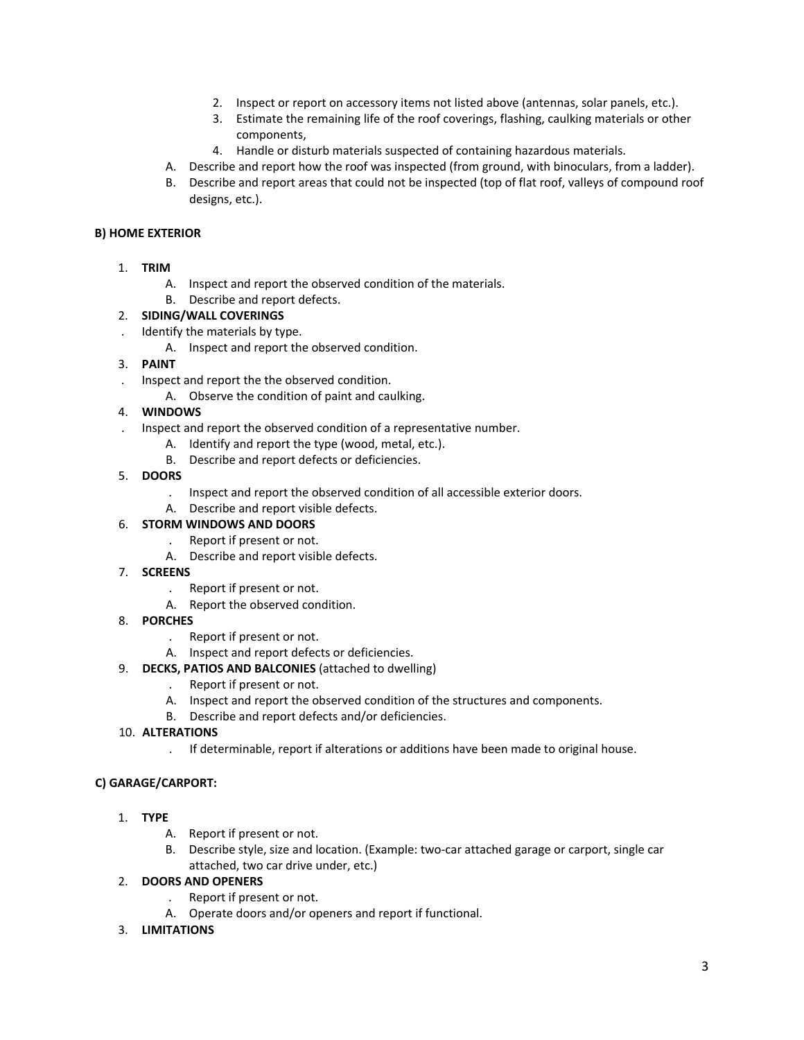2. Inspect or report on accessory items not listed above (antennas, solar panels, etc.).
3. Estimate the remaining life of the roof coverings, flashing, caulking materials or other components,
4. Handle or disturb materials suspected of containing hazardous materials.

A. Describe and report how the roof was inspected (from ground, with binoculars, from a ladder).
B. Describe and report areas that could not be inspected (top of flat roof, valleys of compound roof designs, etc.).

**B) HOME EXTERIOR**

1. **TRIM**
   - A. Inspect and report the observed condition of the materials.
   - B. Describe and report defects.
2. **SIDING/WALL COVERINGS**
   - . Identify the materials by type.
   - A. Inspect and report the observed condition.
3. **PAINT**
   - . Inspect and report the the observed condition.
   - A. Observe the condition of paint and caulking.
4. **WINDOWS**
   - . Inspect and report the observed condition of a representative number.
   - A. Identify and report the type (wood, metal, etc.).
   - B. Describe and report defects or deficiencies.
5. **DOORS**
   - . Inspect and report the observed condition of all accessible exterior doors.
   - A. Describe and report visible defects.
6. **STORM WINDOWS AND DOORS**
   - . Report if present or not.
   - A. Describe and report visible defects.
7. **SCREENS**
   - . Report if present or not.
   - A. Report the observed condition.
8. **PORCHES**
   - . Report if present or not.
   - A. Inspect and report defects or deficiencies.
9. **DECKS, PATIOS AND BALCONIES** (attached to dwelling)
   - . Report if present or not.
   - A. Inspect and report the observed condition of the structures and components.
   - B. Describe and report defects and/or deficiencies.
10. **ALTERATIONS**
    - . If determinable, report if alterations or additions have been made to original house.

**C) GARAGE/CARPORT:**

1. **TYPE**
   - A. Report if present or not.
   - B. Describe style, size and location. (Example: two-car attached garage or carport, single car attached, two car drive under, etc.)
2. **DOORS AND OPENERS**
   - . Report if present or not.
   - A. Operate doors and/or openers and report if functional.
3. **LIMITATIONS**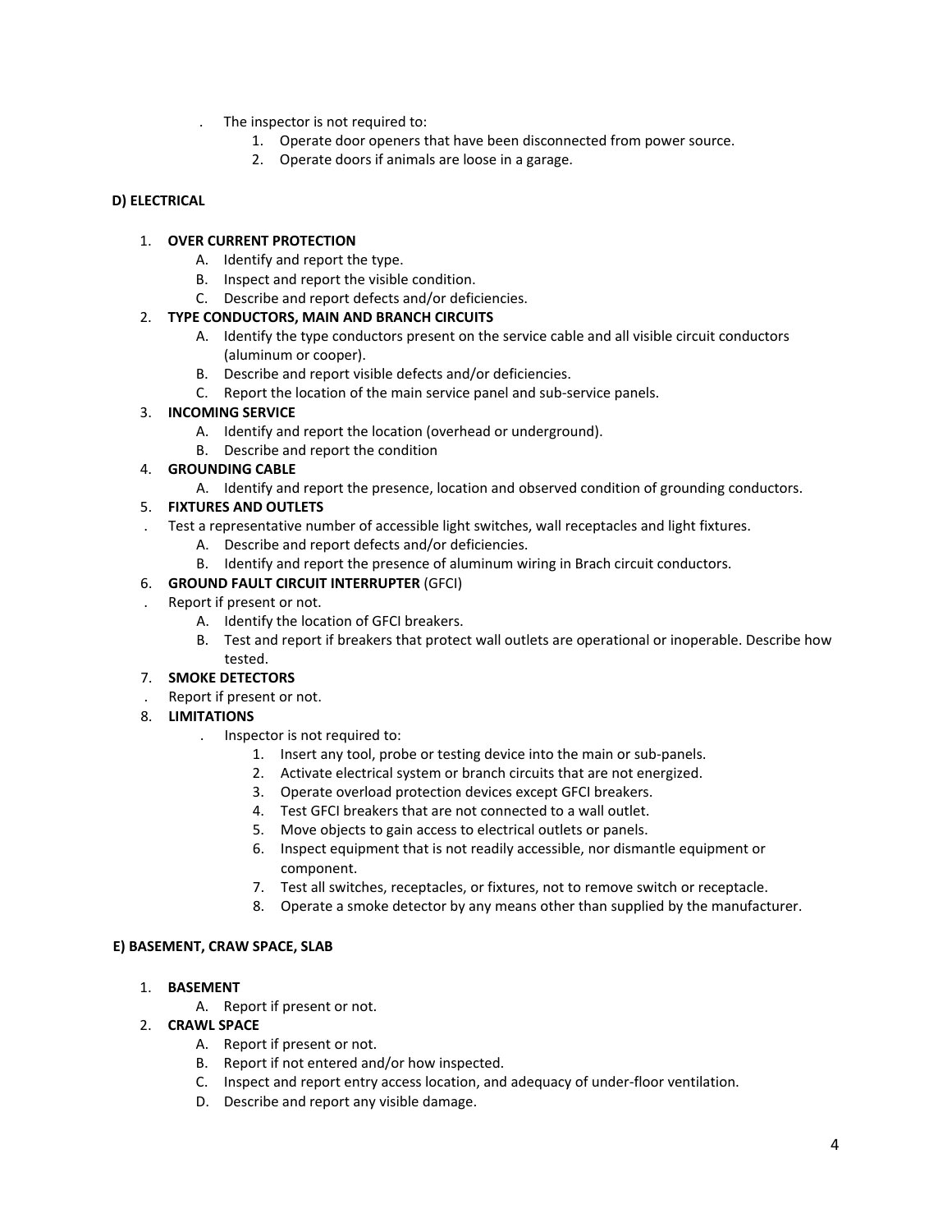. The inspector is not required to:
   1. Operate door openers that have been disconnected from power source.
   2. Operate doors if animals are loose in a garage.

**D) ELECTRICAL**

1. **OVER CURRENT PROTECTION**
   - A. Identify and report the type.
   - B. Inspect and report the visible condition.
   - C. Describe and report defects and/or deficiencies.
2. **TYPE CONDUCTORS, MAIN AND BRANCH CIRCUITS**
   - A. Identify the type conductors present on the service cable and all visible circuit conductors (aluminum or cooper).
   - B. Describe and report visible defects and/or deficiencies.
   - C. Report the location of the main service panel and sub-service panels.
3. **INCOMING SERVICE**
   - A. Identify and report the location (overhead or underground).
   - B. Describe and report the condition
4. **GROUNDING CABLE**
   - A. Identify and report the presence, location and observed condition of grounding conductors.
5. **FIXTURES AND OUTLETS**

   . Test a representative number of accessible light switches, wall receptacles and light fixtures.
   - A. Describe and report defects and/or deficiencies.
   - B. Identify and report the presence of aluminum wiring in Brach circuit conductors.
6. **GROUND FAULT CIRCUIT INTERRUPTER** (GFCI)

   . Report if present or not.
   - A. Identify the location of GFCI breakers.
   - B. Test and report if breakers that protect wall outlets are operational or inoperable. Describe how tested.
7. **SMOKE DETECTORS**

   . Report if present or not.
8. **LIMITATIONS**

   . Inspector is not required to:
   1. Insert any tool, probe or testing device into the main or sub-panels.
   2. Activate electrical system or branch circuits that are not energized.
   3. Operate overload protection devices except GFCI breakers.
   4. Test GFCI breakers that are not connected to a wall outlet.
   5. Move objects to gain access to electrical outlets or panels.
   6. Inspect equipment that is not readily accessible, nor dismantle equipment or component.
   7. Test all switches, receptacles, or fixtures, not to remove switch or receptacle.
   8. Operate a smoke detector by any means other than supplied by the manufacturer.

**E) BASEMENT, CRAW SPACE, SLAB**

1. **BASEMENT**
   - A. Report if present or not.
2. **CRAWL SPACE**
   - A. Report if present or not.
   - B. Report if not entered and/or how inspected.
   - C. Inspect and report entry access location, and adequacy of under-floor ventilation.
   - D. Describe and report any visible damage.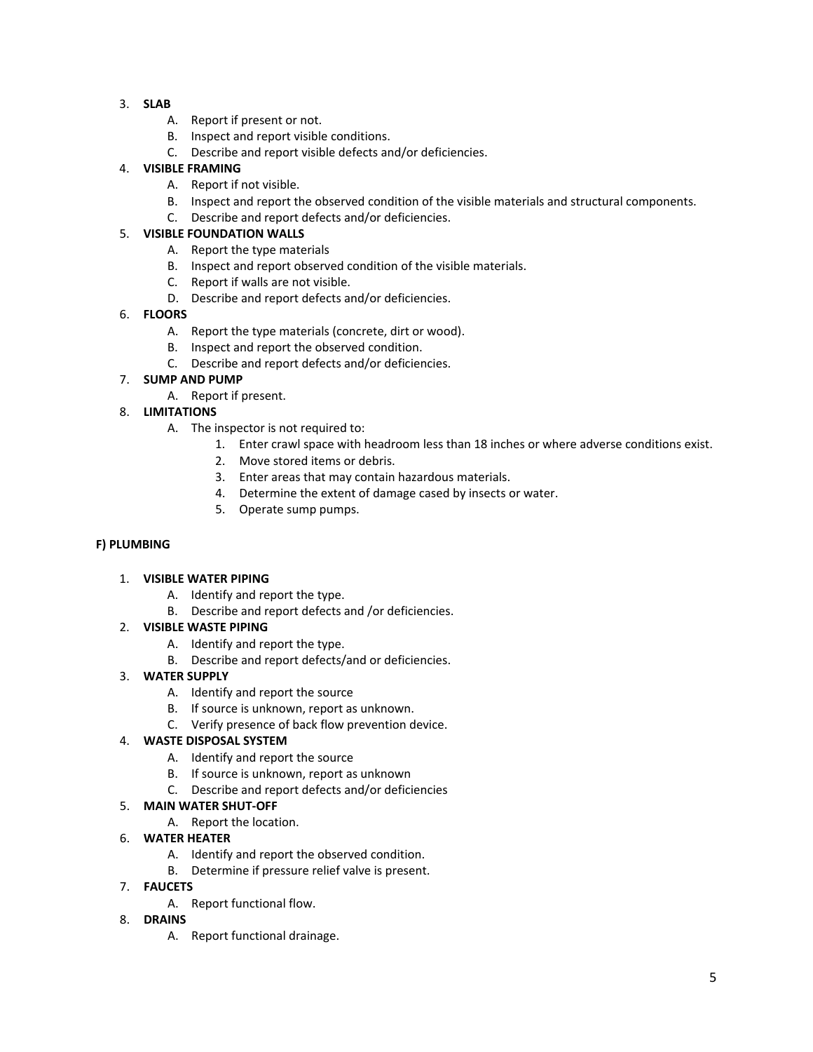3. **SLAB**
    A. Report if present or not.
    B. Inspect and report visible conditions.
    C. Describe and report visible defects and/or deficiencies.
4. **VISIBLE FRAMING**
    A. Report if not visible.
    B. Inspect and report the observed condition of the visible materials and structural components.
    C. Describe and report defects and/or deficiencies.
5. **VISIBLE FOUNDATION WALLS**
    A. Report the type materials
    B. Inspect and report observed condition of the visible materials.
    C. Report if walls are not visible.
    D. Describe and report defects and/or deficiencies.
6. **FLOORS**
    A. Report the type materials (concrete, dirt or wood).
    B. Inspect and report the observed condition.
    C. Describe and report defects and/or deficiencies.
7. **SUMP AND PUMP**
    A. Report if present.
8. **LIMITATIONS**
    A. The inspector is not required to:
        1. Enter crawl space with headroom less than 18 inches or where adverse conditions exist.
        2. Move stored items or debris.
        3. Enter areas that may contain hazardous materials.
        4. Determine the extent of damage cased by insects or water.
        5. Operate sump pumps.

**F) PLUMBING**

1. **VISIBLE WATER PIPING**
    A. Identify and report the type.
    B. Describe and report defects and /or deficiencies.
2. **VISIBLE WASTE PIPING**
    A. Identify and report the type.
    B. Describe and report defects/and or deficiencies.
3. **WATER SUPPLY**
    A. Identify and report the source
    B. If source is unknown, report as unknown.
    C. Verify presence of back flow prevention device.
4. **WASTE DISPOSAL SYSTEM**
    A. Identify and report the source
    B. If source is unknown, report as unknown
    C. Describe and report defects and/or deficiencies
5. **MAIN WATER SHUT-OFF**
    A. Report the location.
6. **WATER HEATER**
    A. Identify and report the observed condition.
    B. Determine if pressure relief valve is present.
7. **FAUCETS**
    A. Report functional flow.
8. **DRAINS**
    A. Report functional drainage.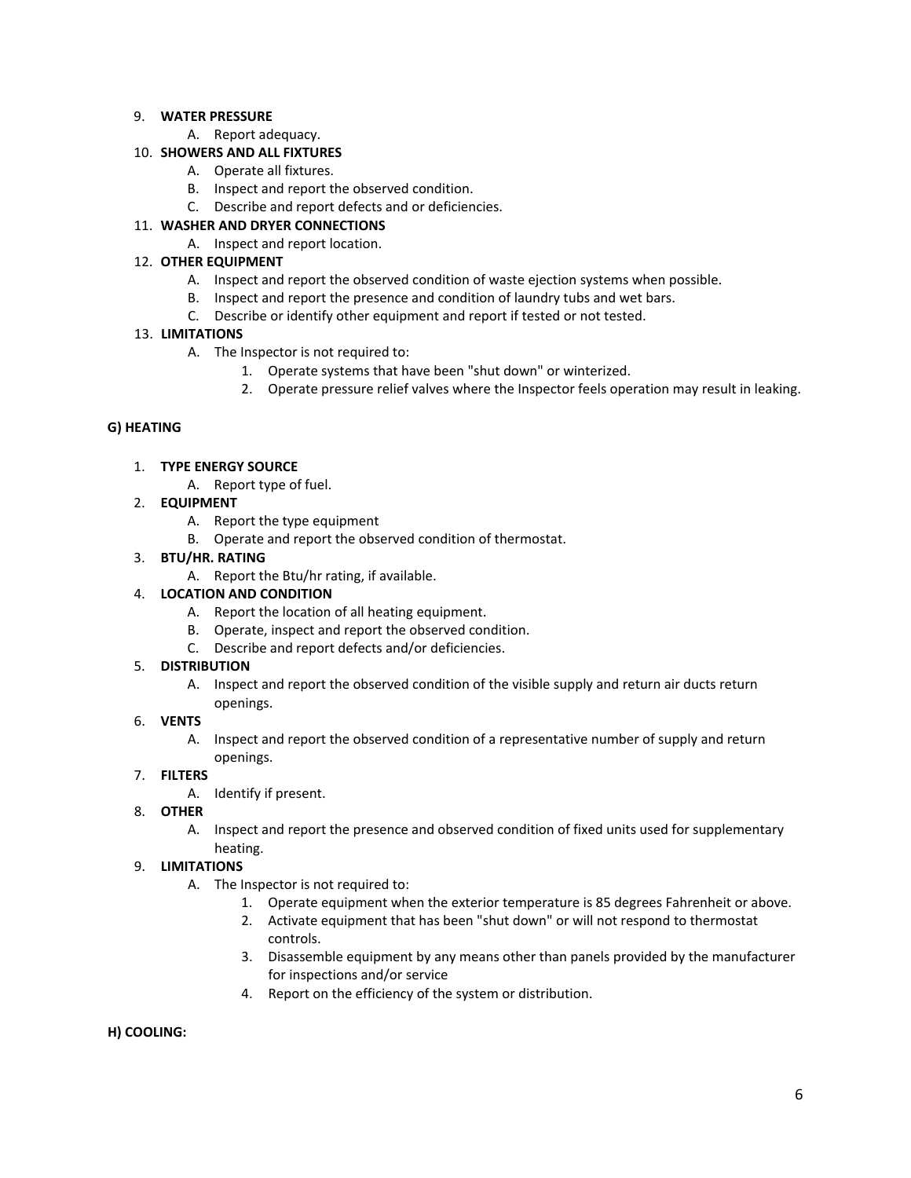9. **WATER PRESSURE**
    A. Report adequacy.
10. **SHOWERS AND ALL FIXTURES**
    A. Operate all fixtures.
    B. Inspect and report the observed condition.
    C. Describe and report defects and or deficiencies.
11. **WASHER AND DRYER CONNECTIONS**
    A. Inspect and report location.
12. **OTHER EQUIPMENT**
    A. Inspect and report the observed condition of waste ejection systems when possible.
    B. Inspect and report the presence and condition of laundry tubs and wet bars.
    C. Describe or identify other equipment and report if tested or not tested.
13. **LIMITATIONS**
    A. The Inspector is not required to:
        1. Operate systems that have been "shut down" or winterized.
        2. Operate pressure relief valves where the Inspector feels operation may result in leaking.

**G) HEATING**

1. **TYPE ENERGY SOURCE**
    A. Report type of fuel.
2. **EQUIPMENT**
    A. Report the type equipment
    B. Operate and report the observed condition of thermostat.
3. **BTU/HR. RATING**
    A. Report the Btu/hr rating, if available.
4. **LOCATION AND CONDITION**
    A. Report the location of all heating equipment.
    B. Operate, inspect and report the observed condition.
    C. Describe and report defects and/or deficiencies.
5. **DISTRIBUTION**
    A. Inspect and report the observed condition of the visible supply and return air ducts return openings.
6. **VENTS**
    A. Inspect and report the observed condition of a representative number of supply and return openings.
7. **FILTERS**
    A. Identify if present.
8. **OTHER**
    A. Inspect and report the presence and observed condition of fixed units used for supplementary heating.
9. **LIMITATIONS**
    A. The Inspector is not required to:
        1. Operate equipment when the exterior temperature is 85 degrees Fahrenheit or above.
        2. Activate equipment that has been "shut down" or will not respond to thermostat controls.
        3. Disassemble equipment by any means other than panels provided by the manufacturer for inspections and/or service
        4. Report on the efficiency of the system or distribution.

**H) COOLING:**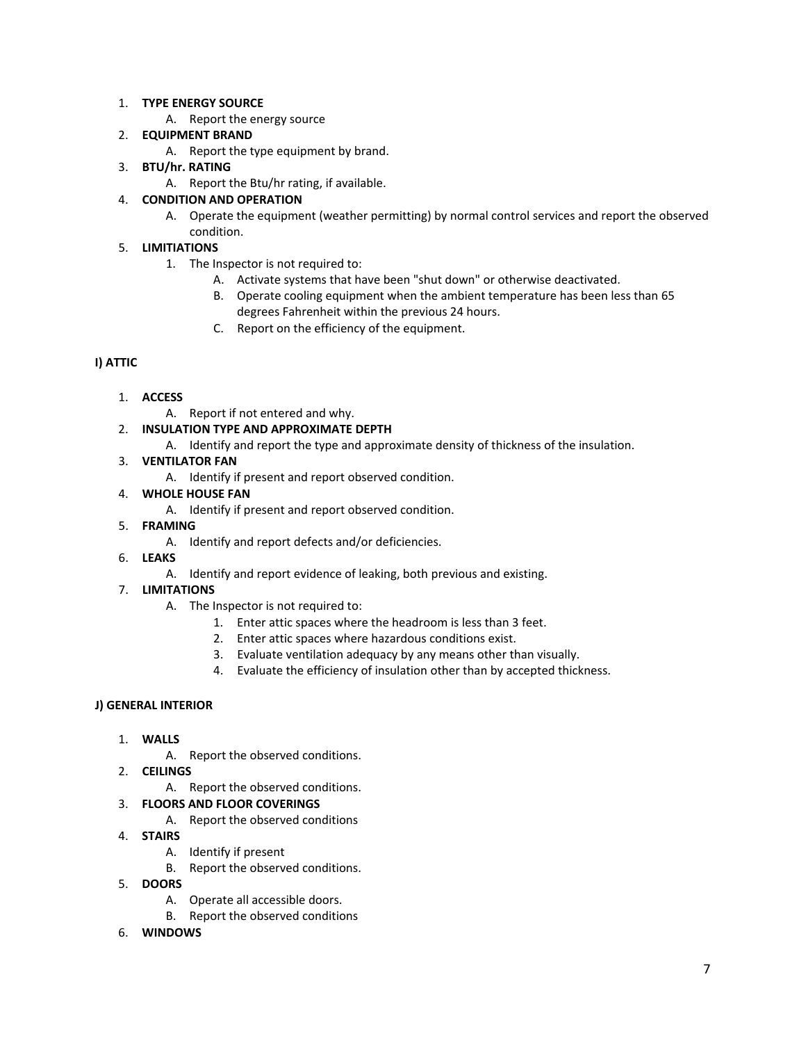1. **TYPE ENERGY SOURCE**
    A. Report the energy source
2. **EQUIPMENT BRAND**
    A. Report the type equipment by brand.
3. **BTU/hr. RATING**
    A. Report the Btu/hr rating, if available.
4. **CONDITION AND OPERATION**
    A. Operate the equipment (weather permitting) by normal control services and report the observed condition.
5. **LIMITIATIONS**
    1. The Inspector is not required to:
        A. Activate systems that have been "shut down" or otherwise deactivated.
        B. Operate cooling equipment when the ambient temperature has been less than 65 degrees Fahrenheit within the previous 24 hours.
        C. Report on the efficiency of the equipment.

**I) ATTIC**

1. **ACCESS**
    A. Report if not entered and why.
2. **INSULATION TYPE AND APPROXIMATE DEPTH**
    A. Identify and report the type and approximate density of thickness of the insulation.
3. **VENTILATOR FAN**
    A. Identify if present and report observed condition.
4. **WHOLE HOUSE FAN**
    A. Identify if present and report observed condition.
5. **FRAMING**
    A. Identify and report defects and/or deficiencies.
6. **LEAKS**
    A. Identify and report evidence of leaking, both previous and existing.
7. **LIMITATIONS**
    A. The Inspector is not required to:
        1. Enter attic spaces where the headroom is less than 3 feet.
        2. Enter attic spaces where hazardous conditions exist.
        3. Evaluate ventilation adequacy by any means other than visually.
        4. Evaluate the efficiency of insulation other than by accepted thickness.

**J) GENERAL INTERIOR**

1. **WALLS**
    A. Report the observed conditions.
2. **CEILINGS**
    A. Report the observed conditions.
3. **FLOORS AND FLOOR COVERINGS**
    A. Report the observed conditions
4. **STAIRS**
    A. Identify if present
    B. Report the observed conditions.
5. **DOORS**
    A. Operate all accessible doors.
    B. Report the observed conditions
6. **WINDOWS**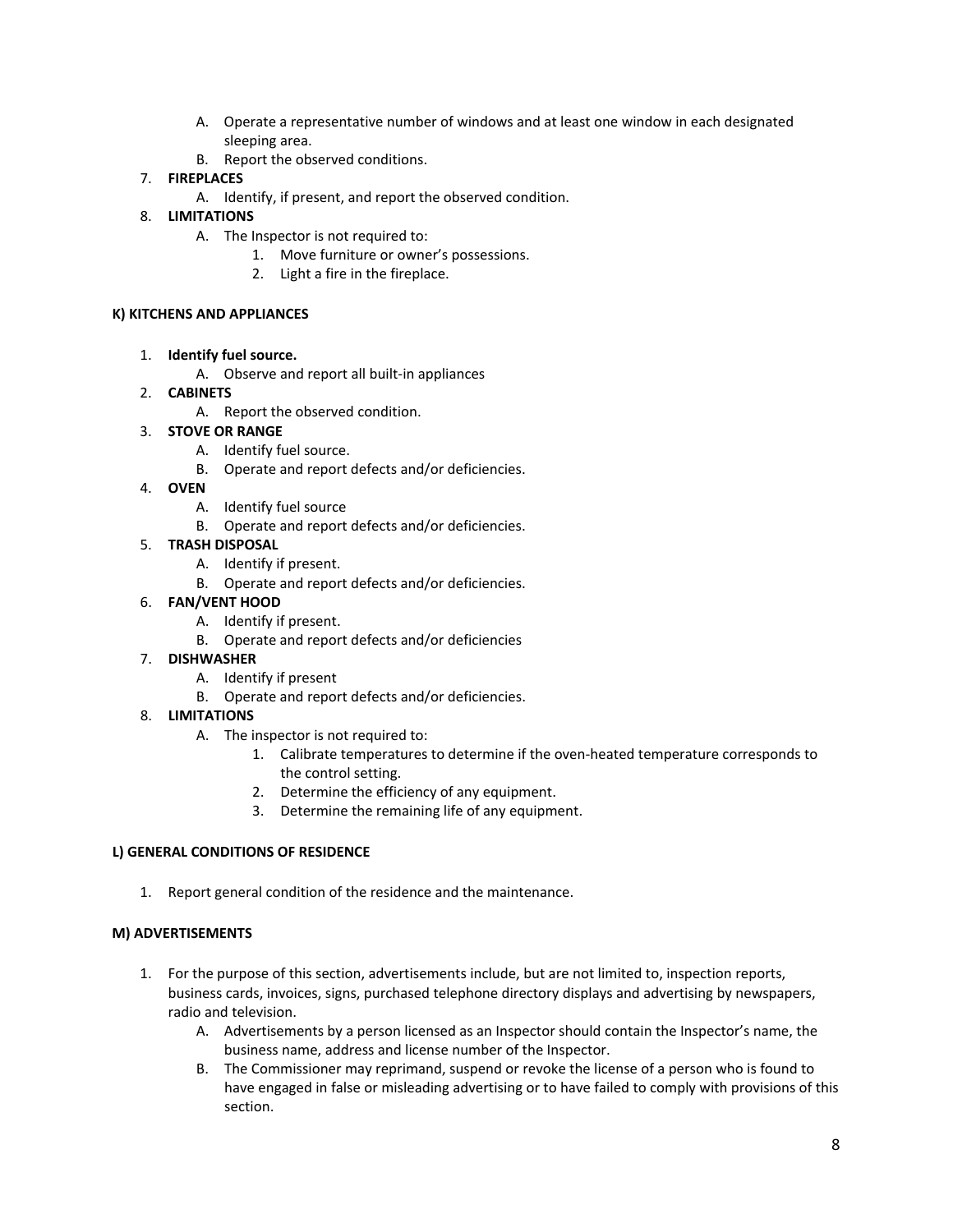A. Operate a representative number of windows and at least one window in each designated sleeping area.
   B. Report the observed conditions.

7. **FIREPLACES**
   A. Identify, if present, and report the observed condition.
8. **LIMITATIONS**
   A. The Inspector is not required to:
      1. Move furniture or owner's possessions.
      2. Light a fire in the fireplace.

**K) KITCHENS AND APPLIANCES**

1. **Identify fuel source.**
   A. Observe and report all built-in appliances
2. **CABINETS**
   A. Report the observed condition.
3. **STOVE OR RANGE**
   A. Identify fuel source.
   B. Operate and report defects and/or deficiencies.
4. **OVEN**
   A. Identify fuel source
   B. Operate and report defects and/or deficiencies.
5. **TRASH DISPOSAL**
   A. Identify if present.
   B. Operate and report defects and/or deficiencies.
6. **FAN/VENT HOOD**
   A. Identify if present.
   B. Operate and report defects and/or deficiencies
7. **DISHWASHER**
   A. Identify if present
   B. Operate and report defects and/or deficiencies.
8. **LIMITATIONS**
   A. The inspector is not required to:
      1. Calibrate temperatures to determine if the oven-heated temperature corresponds to the control setting.
      2. Determine the efficiency of any equipment.
      3. Determine the remaining life of any equipment.

**L) GENERAL CONDITIONS OF RESIDENCE**

1. Report general condition of the residence and the maintenance.

**M) ADVERTISEMENTS**

1. For the purpose of this section, advertisements include, but are not limited to, inspection reports, business cards, invoices, signs, purchased telephone directory displays and advertising by newspapers, radio and television.
   A. Advertisements by a person licensed as an Inspector should contain the Inspector's name, the business name, address and license number of the Inspector.
   B. The Commissioner may reprimand, suspend or revoke the license of a person who is found to have engaged in false or misleading advertising or to have failed to comply with provisions of this section.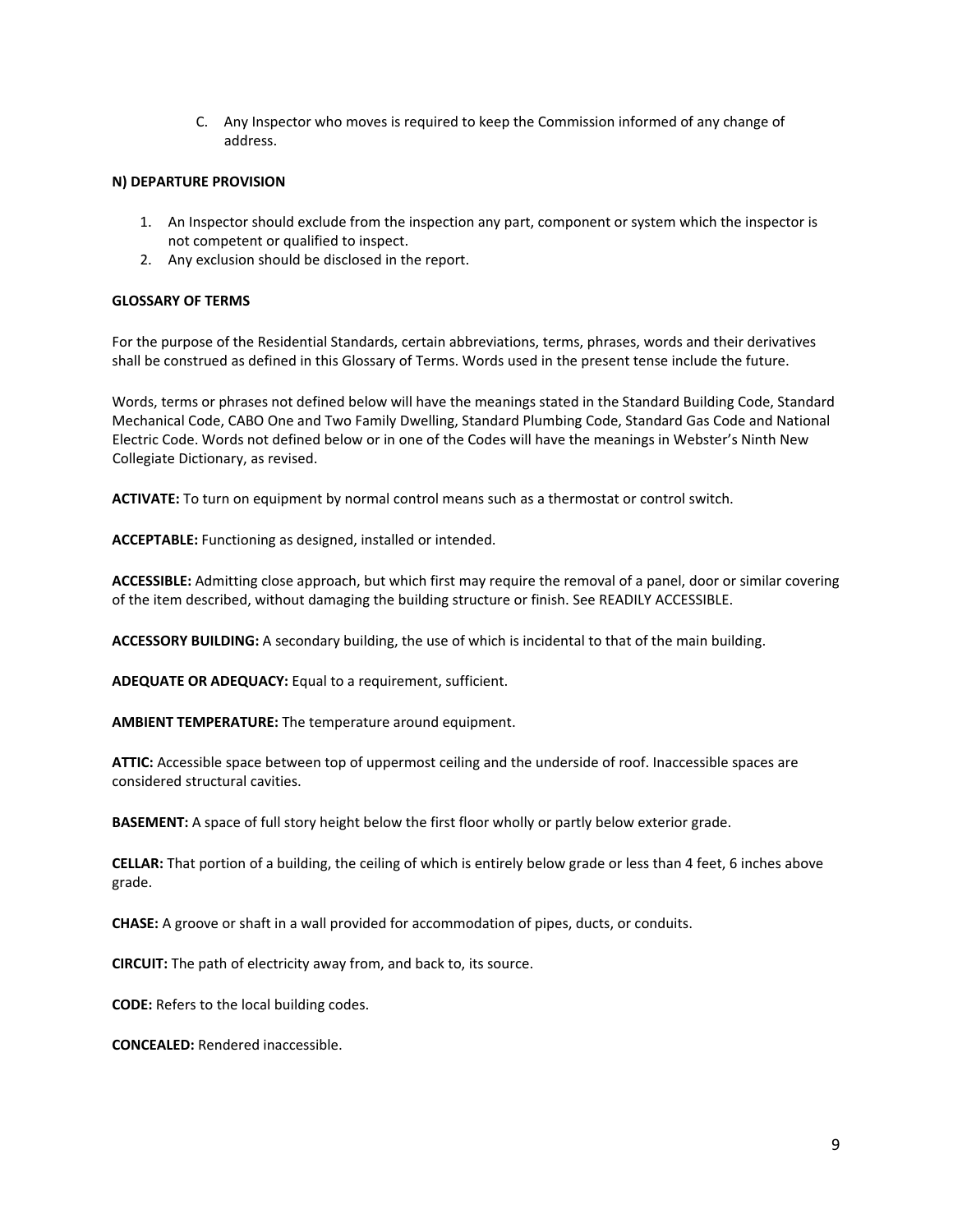C. Any Inspector who moves is required to keep the Commission informed of any change of address.

**N) DEPARTURE PROVISION**

1. An Inspector should exclude from the inspection any part, component or system which the inspector is not competent or qualified to inspect.
2. Any exclusion should be disclosed in the report.

**GLOSSARY OF TERMS**

For the purpose of the Residential Standards, certain abbreviations, terms, phrases, words and their derivatives shall be construed as defined in this Glossary of Terms. Words used in the present tense include the future.

Words, terms or phrases not defined below will have the meanings stated in the Standard Building Code, Standard Mechanical Code, CABO One and Two Family Dwelling, Standard Plumbing Code, Standard Gas Code and National Electric Code. Words not defined below or in one of the Codes will have the meanings in Webster's Ninth New Collegiate Dictionary, as revised.

**ACTIVATE:** To turn on equipment by normal control means such as a thermostat or control switch.

**ACCEPTABLE:** Functioning as designed, installed or intended.

**ACCESSIBLE:** Admitting close approach, but which first may require the removal of a panel, door or similar covering of the item described, without damaging the building structure or finish. See READILY ACCESSIBLE.

**ACCESSORY BUILDING:** A secondary building, the use of which is incidental to that of the main building.

**ADEQUATE OR ADEQUACY:** Equal to a requirement, sufficient.

**AMBIENT TEMPERATURE:** The temperature around equipment.

**ATTIC:** Accessible space between top of uppermost ceiling and the underside of roof. Inaccessible spaces are considered structural cavities.

**BASEMENT:** A space of full story height below the first floor wholly or partly below exterior grade.

**CELLAR:** That portion of a building, the ceiling of which is entirely below grade or less than 4 feet, 6 inches above grade.

**CHASE:** A groove or shaft in a wall provided for accommodation of pipes, ducts, or conduits.

**CIRCUIT:** The path of electricity away from, and back to, its source.

**CODE:** Refers to the local building codes.

**CONCEALED:** Rendered inaccessible.